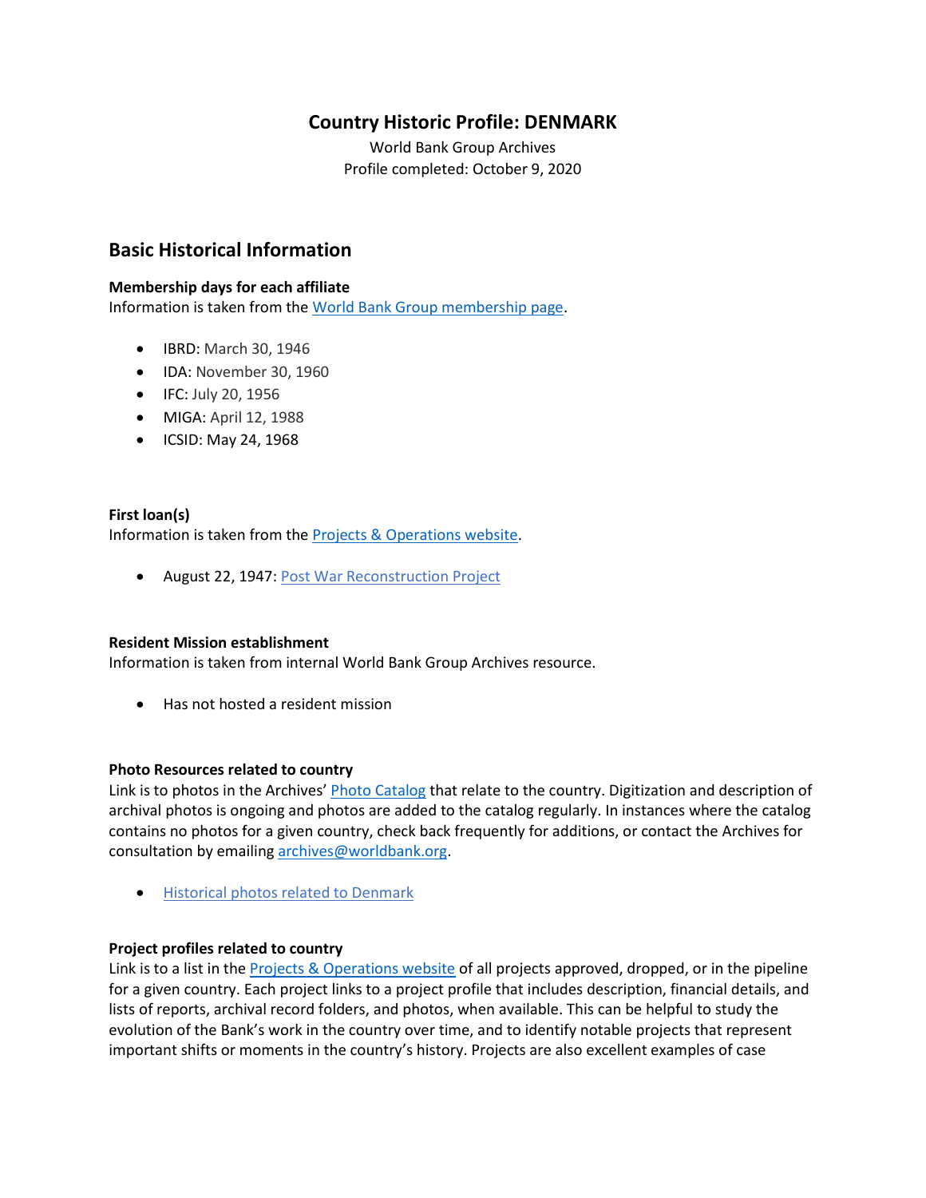# Country Historic Profile: DENMARK

World Bank Group Archives
Profile completed: October 9, 2020

## Basic Historical Information

**Membership days for each affiliate**
Information is taken from the World Bank Group membership page.

- IBRD: March 30, 1946
- IDA: November 30, 1960
- IFC: July 20, 1956
- MIGA: April 12, 1988
- ICSID: May 24, 1968

**First loan(s)**
Information is taken from the Projects & Operations website.

- August 22, 1947: Post War Reconstruction Project

**Resident Mission establishment**
Information is taken from internal World Bank Group Archives resource.

- Has not hosted a resident mission

**Photo Resources related to country**
Link is to photos in the Archives' Photo Catalog that relate to the country. Digitization and description of archival photos is ongoing and photos are added to the catalog regularly. In instances where the catalog contains no photos for a given country, check back frequently for additions, or contact the Archives for consultation by emailing archives@worldbank.org.

- Historical photos related to Denmark

**Project profiles related to country**
Link is to a list in the Projects & Operations website of all projects approved, dropped, or in the pipeline for a given country. Each project links to a project profile that includes description, financial details, and lists of reports, archival record folders, and photos, when available. This can be helpful to study the evolution of the Bank's work in the country over time, and to identify notable projects that represent important shifts or moments in the country's history. Projects are also excellent examples of case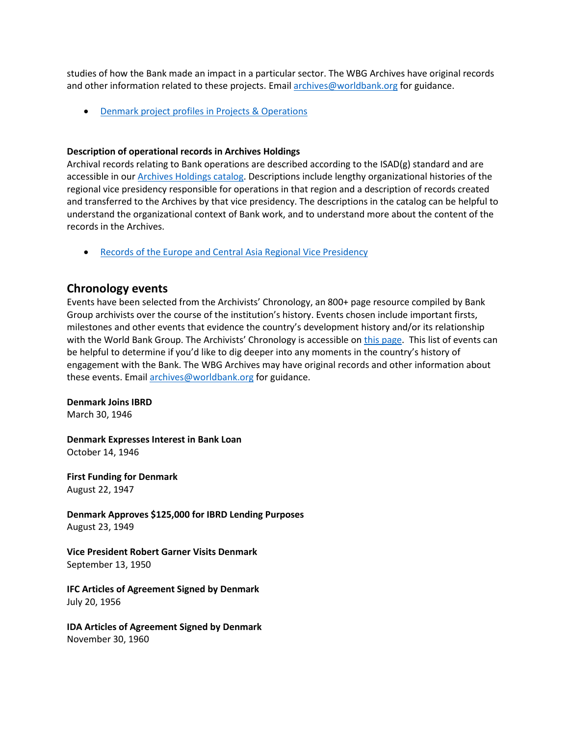studies of how the Bank made an impact in a particular sector. The WBG Archives have original records and other information related to these projects. Email archives@worldbank.org for guidance.

- Denmark project profiles in Projects & Operations

**Description of operational records in Archives Holdings**
Archival records relating to Bank operations are described according to the ISAD(g) standard and are accessible in our Archives Holdings catalog. Descriptions include lengthy organizational histories of the regional vice presidency responsible for operations in that region and a description of records created and transferred to the Archives by that vice presidency. The descriptions in the catalog can be helpful to understand the organizational context of Bank work, and to understand more about the content of the records in the Archives.

- Records of the Europe and Central Asia Regional Vice Presidency

## Chronology events

Events have been selected from the Archivists' Chronology, an 800+ page resource compiled by Bank Group archivists over the course of the institution's history. Events chosen include important firsts, milestones and other events that evidence the country's development history and/or its relationship with the World Bank Group. The Archivists' Chronology is accessible on this page. This list of events can be helpful to determine if you'd like to dig deeper into any moments in the country's history of engagement with the Bank. The WBG Archives may have original records and other information about these events. Email archives@worldbank.org for guidance.

**Denmark Joins IBRD**
March 30, 1946

**Denmark Expresses Interest in Bank Loan**
October 14, 1946

**First Funding for Denmark**
August 22, 1947

**Denmark Approves $125,000 for IBRD Lending Purposes**
August 23, 1949

**Vice President Robert Garner Visits Denmark**
September 13, 1950

**IFC Articles of Agreement Signed by Denmark**
July 20, 1956

**IDA Articles of Agreement Signed by Denmark**
November 30, 1960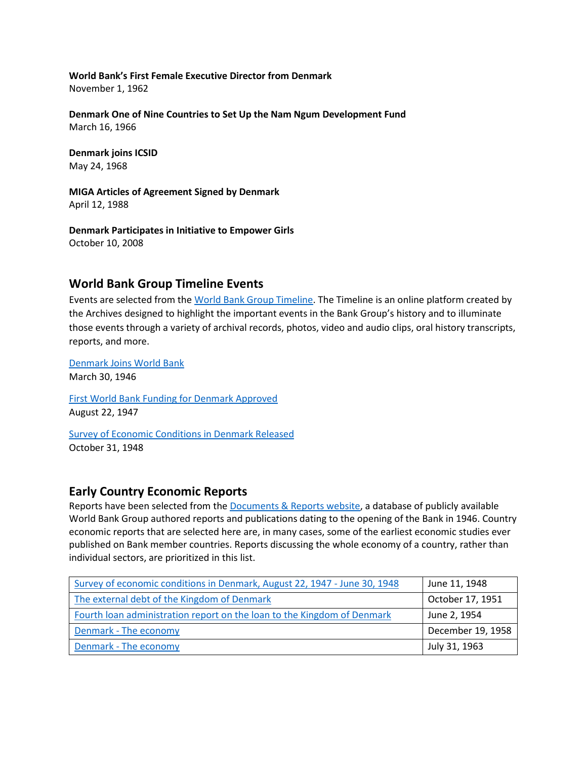**World Bank's First Female Executive Director from Denmark**
November 1, 1962

**Denmark One of Nine Countries to Set Up the Nam Ngum Development Fund**
March 16, 1966

**Denmark joins ICSID**
May 24, 1968

**MIGA Articles of Agreement Signed by Denmark**
April 12, 1988

**Denmark Participates in Initiative to Empower Girls**
October 10, 2008

## World Bank Group Timeline Events

Events are selected from the World Bank Group Timeline. The Timeline is an online platform created by the Archives designed to highlight the important events in the Bank Group's history and to illuminate those events through a variety of archival records, photos, video and audio clips, oral history transcripts, reports, and more.

Denmark Joins World Bank
March 30, 1946

First World Bank Funding for Denmark Approved
August 22, 1947

Survey of Economic Conditions in Denmark Released
October 31, 1948

## Early Country Economic Reports

Reports have been selected from the Documents & Reports website, a database of publicly available World Bank Group authored reports and publications dating to the opening of the Bank in 1946. Country economic reports that are selected here are, in many cases, some of the earliest economic studies ever published on Bank member countries. Reports discussing the whole economy of a country, rather than individual sectors, are prioritized in this list.

| | |
|---|---|
| Survey of economic conditions in Denmark, August 22, 1947 - June 30, 1948 | June 11, 1948 |
| The external debt of the Kingdom of Denmark | October 17, 1951 |
| Fourth loan administration report on the loan to the Kingdom of Denmark | June 2, 1954 |
| Denmark - The economy | December 19, 1958 |
| Denmark - The economy | July 31, 1963 |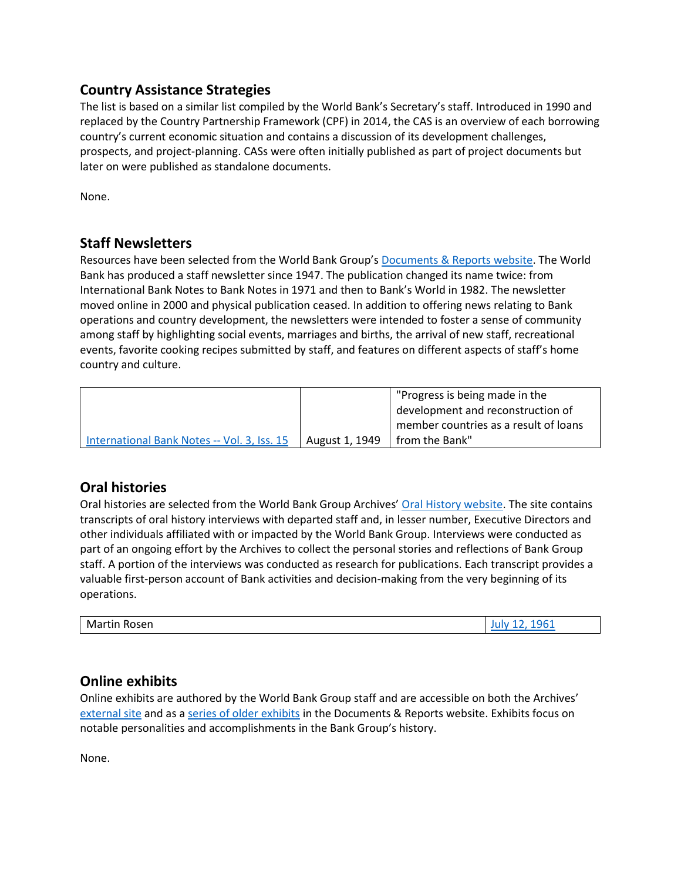## Country Assistance Strategies

The list is based on a similar list compiled by the World Bank's Secretary's staff. Introduced in 1990 and replaced by the Country Partnership Framework (CPF) in 2014, the CAS is an overview of each borrowing country's current economic situation and contains a discussion of its development challenges, prospects, and project-planning. CASs were often initially published as part of project documents but later on were published as standalone documents.

None.

## Staff Newsletters

Resources have been selected from the World Bank Group's Documents & Reports website. The World Bank has produced a staff newsletter since 1947. The publication changed its name twice: from International Bank Notes to Bank Notes in 1971 and then to Bank's World in 1982. The newsletter moved online in 2000 and physical publication ceased. In addition to offering news relating to Bank operations and country development, the newsletters were intended to foster a sense of community among staff by highlighting social events, marriages and births, the arrival of new staff, recreational events, favorite cooking recipes submitted by staff, and features on different aspects of staff's home country and culture.

| | | |
|---|---|---|
| International Bank Notes -- Vol. 3, Iss. 15 | August 1, 1949 | "Progress is being made in the development and reconstruction of member countries as a result of loans from the Bank" |

## Oral histories

Oral histories are selected from the World Bank Group Archives' Oral History website. The site contains transcripts of oral history interviews with departed staff and, in lesser number, Executive Directors and other individuals affiliated with or impacted by the World Bank Group. Interviews were conducted as part of an ongoing effort by the Archives to collect the personal stories and reflections of Bank Group staff. A portion of the interviews was conducted as research for publications. Each transcript provides a valuable first-person account of Bank activities and decision-making from the very beginning of its operations.

| | |
|---|---|
| Martin Rosen | July 12, 1961 |

## Online exhibits

Online exhibits are authored by the World Bank Group staff and are accessible on both the Archives' external site and as a series of older exhibits in the Documents & Reports website. Exhibits focus on notable personalities and accomplishments in the Bank Group's history.

None.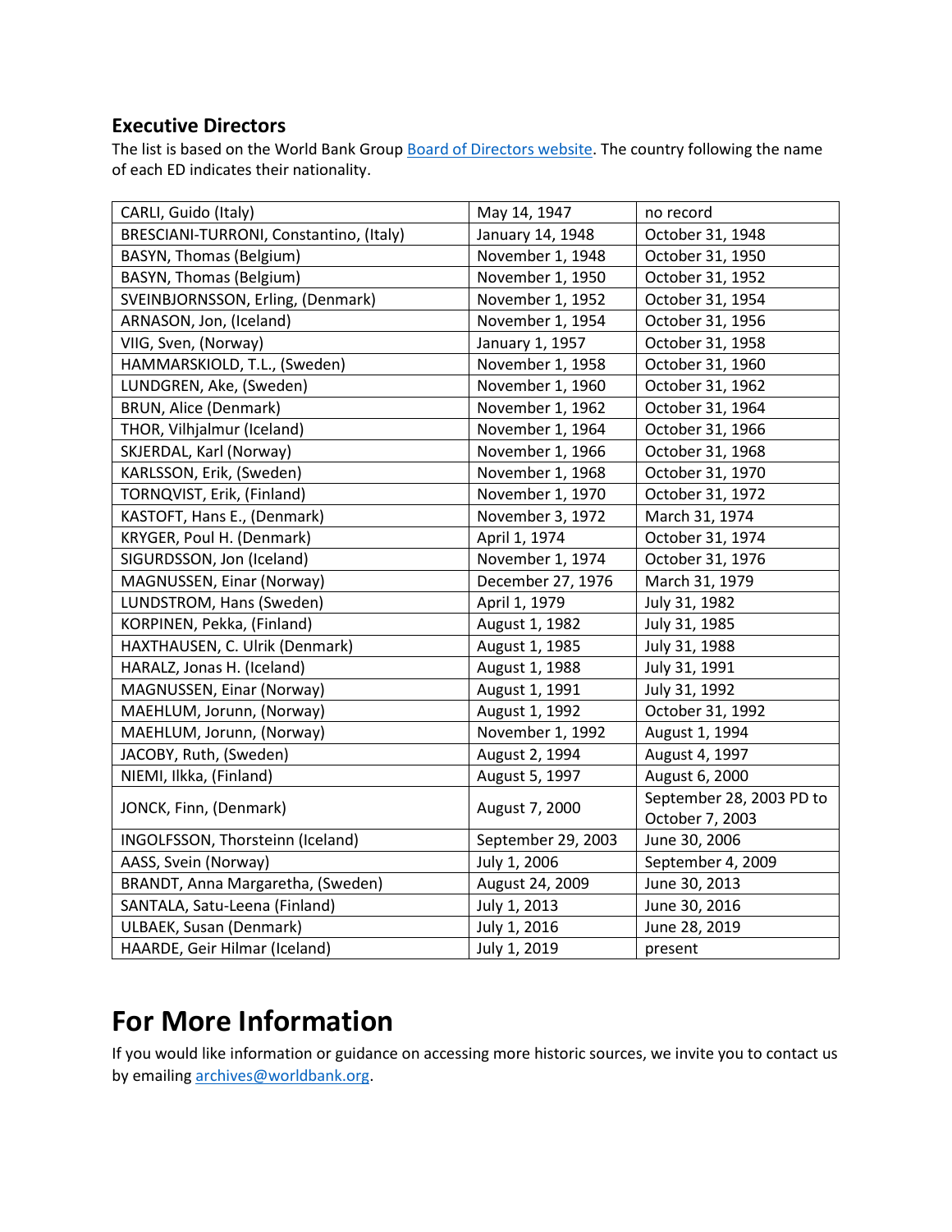### Executive Directors

The list is based on the World Bank Group Board of Directors website. The country following the name of each ED indicates their nationality.

| | | |
|---|---|---|
| CARLI, Guido (Italy) | May 14, 1947 | no record |
| BRESCIANI-TURRONI, Constantino, (Italy) | January 14, 1948 | October 31, 1948 |
| BASYN, Thomas (Belgium) | November 1, 1948 | October 31, 1950 |
| BASYN, Thomas (Belgium) | November 1, 1950 | October 31, 1952 |
| SVEINBJORNSSON, Erling, (Denmark) | November 1, 1952 | October 31, 1954 |
| ARNASON, Jon, (Iceland) | November 1, 1954 | October 31, 1956 |
| VIIG, Sven, (Norway) | January 1, 1957 | October 31, 1958 |
| HAMMARSKIOLD, T.L., (Sweden) | November 1, 1958 | October 31, 1960 |
| LUNDGREN, Ake, (Sweden) | November 1, 1960 | October 31, 1962 |
| BRUN, Alice (Denmark) | November 1, 1962 | October 31, 1964 |
| THOR, Vilhjalmur (Iceland) | November 1, 1964 | October 31, 1966 |
| SKJERDAL, Karl (Norway) | November 1, 1966 | October 31, 1968 |
| KARLSSON, Erik, (Sweden) | November 1, 1968 | October 31, 1970 |
| TORNQVIST, Erik, (Finland) | November 1, 1970 | October 31, 1972 |
| KASTOFT, Hans E., (Denmark) | November 3, 1972 | March 31, 1974 |
| KRYGER, Poul H. (Denmark) | April 1, 1974 | October 31, 1974 |
| SIGURDSSON, Jon (Iceland) | November 1, 1974 | October 31, 1976 |
| MAGNUSSEN, Einar (Norway) | December 27, 1976 | March 31, 1979 |
| LUNDSTROM, Hans (Sweden) | April 1, 1979 | July 31, 1982 |
| KORPINEN, Pekka, (Finland) | August 1, 1982 | July 31, 1985 |
| HAXTHAUSEN, C. Ulrik (Denmark) | August 1, 1985 | July 31, 1988 |
| HARALZ, Jonas H. (Iceland) | August 1, 1988 | July 31, 1991 |
| MAGNUSSEN, Einar (Norway) | August 1, 1991 | July 31, 1992 |
| MAEHLUM, Jorunn, (Norway) | August 1, 1992 | October 31, 1992 |
| MAEHLUM, Jorunn, (Norway) | November 1, 1992 | August 1, 1994 |
| JACOBY, Ruth, (Sweden) | August 2, 1994 | August 4, 1997 |
| NIEMI, Ilkka, (Finland) | August 5, 1997 | August 6, 2000 |
| JONCK, Finn, (Denmark) | August 7, 2000 | September 28, 2003 PD to October 7, 2003 |
| INGOLFSSON, Thorsteinn (Iceland) | September 29, 2003 | June 30, 2006 |
| AASS, Svein (Norway) | July 1, 2006 | September 4, 2009 |
| BRANDT, Anna Margaretha, (Sweden) | August 24, 2009 | June 30, 2013 |
| SANTALA, Satu-Leena (Finland) | July 1, 2013 | June 30, 2016 |
| ULBAEK, Susan (Denmark) | July 1, 2016 | June 28, 2019 |
| HAARDE, Geir Hilmar (Iceland) | July 1, 2019 | present |

# For More Information

If you would like information or guidance on accessing more historic sources, we invite you to contact us by emailing archives@worldbank.org.